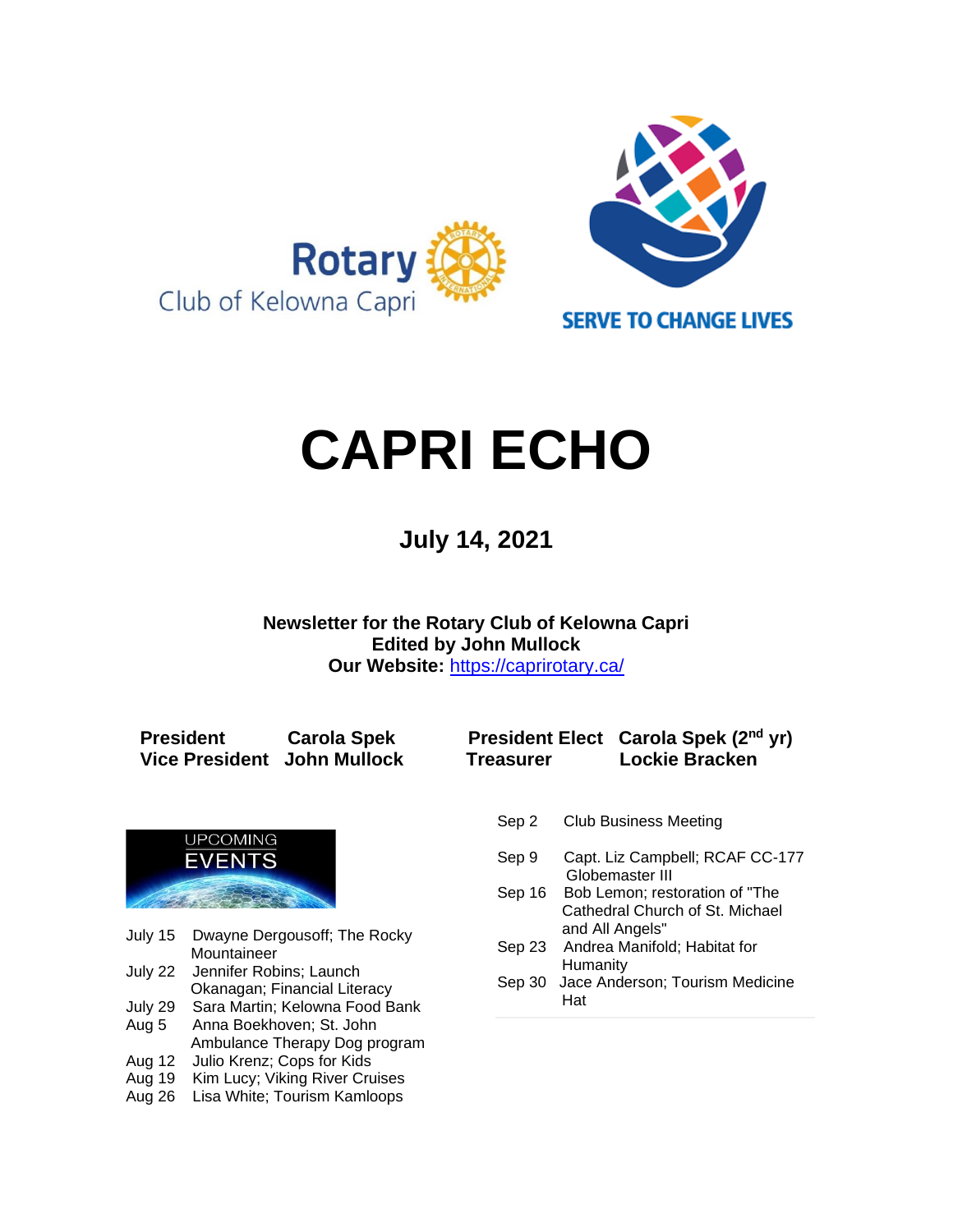Rotary Club of Kelowna Capri

SERVE TO CHANGE LIVES

# CAPRI ECHO

## July 14, 2021

**Newsletter for the Rotary Club of Kelowna Capri**
**Edited by John Mullock**
**Our Website:** https://caprirotary.ca/

| | | | |
|---|---|---|---|
| **President** | **Carola Spek** | **President Elect** | **Carola Spek (2nd yr)** |
| **Vice President** | **John Mullock** | **Treasurer** | **Lockie Bracken** |

UPCOMING EVENTS

| | |
|---|---|
| July 15 | Dwayne Dergousoff; The Rocky Mountaineer |
| July 22 | Jennifer Robins; Launch Okanagan; Financial Literacy |
| July 29 | Sara Martin; Kelowna Food Bank |
| Aug 5 | Anna Boekhoven; St. John Ambulance Therapy Dog program |
| Aug 12 | Julio Krenz; Cops for Kids |
| Aug 19 | Kim Lucy; Viking River Cruises |
| Aug 26 | Lisa White; Tourism Kamloops |
| Sep 2 | Club Business Meeting |
| Sep 9 | Capt. Liz Campbell; RCAF CC-177 Globemaster III |
| Sep 16 | Bob Lemon; restoration of "The Cathedral Church of St. Michael and All Angels" |
| Sep 23 | Andrea Manifold; Habitat for Humanity |
| Sep 30 | Jace Anderson; Tourism Medicine Hat |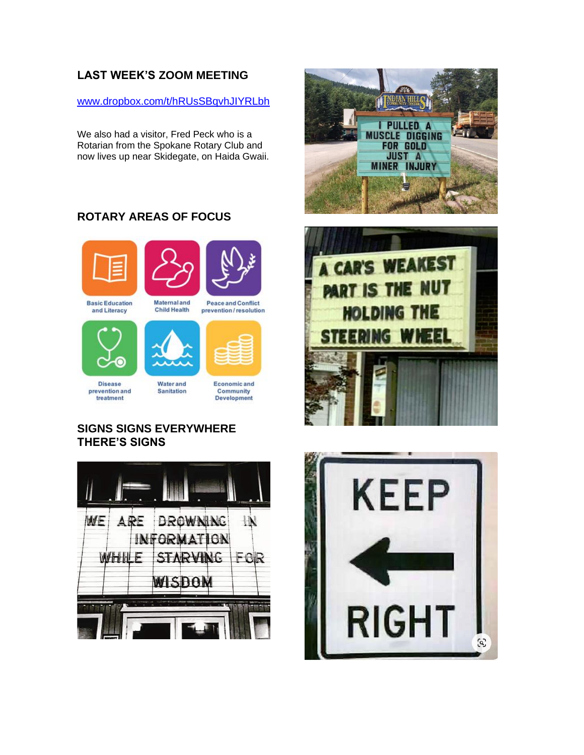## LAST WEEK'S ZOOM MEETING

[www.dropbox.com/t/hRUsSBqvhJIYRLbh](www.dropbox.com/t/hRUsSBqvhJIYRLbh)

We also had a visitor, Fred Peck who is a Rotarian from the Spokane Rotary Club and now lives up near Skidegate, on Haida Gwaii.

## ROTARY AREAS OF FOCUS

Basic Education and Literacy

Maternal and Child Health

Peace and Conflict prevention / resolution

Disease prevention and treatment

Water and Sanitation

Economic and Community Development

## SIGNS SIGNS EVERYWHERE THERE'S SIGNS

WE ARE DROWNING IN INFORMATION WHILE STARVING FOR WISDOM

I PULLED A MUSCLE DIGGING FOR GOLD JUST A MINER INJURY

A CAR'S WEAKEST PART IS THE NUT HOLDING THE STEERING WHEEL

KEEP ← RIGHT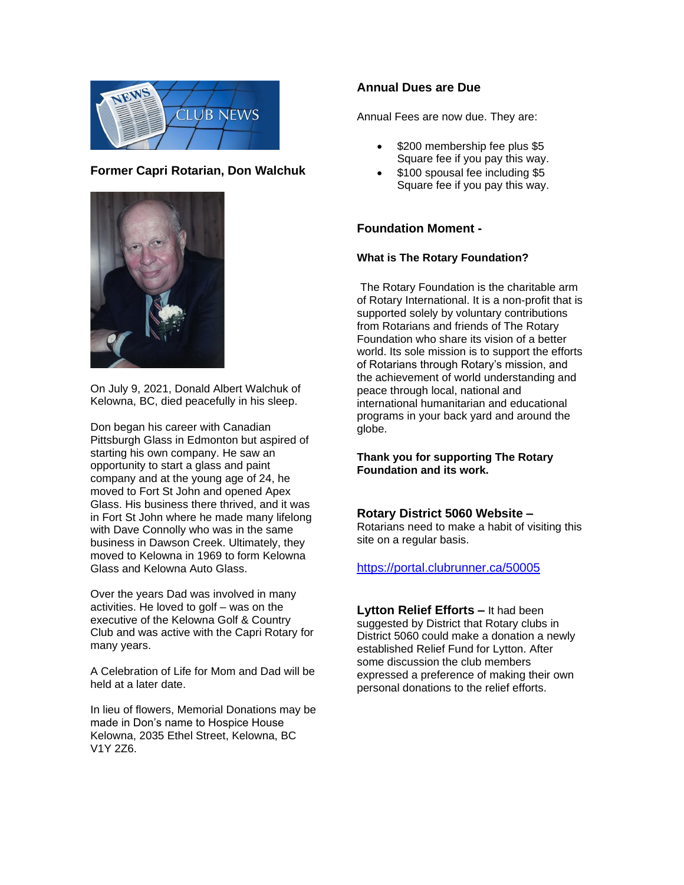CLUB NEWS

## Former Capri Rotarian, Don Walchuk

On July 9, 2021, Donald Albert Walchuk of Kelowna, BC, died peacefully in his sleep.

Don began his career with Canadian Pittsburgh Glass in Edmonton but aspired of starting his own company. He saw an opportunity to start a glass and paint company and at the young age of 24, he moved to Fort St John and opened Apex Glass. His business there thrived, and it was in Fort St John where he made many lifelong friendships with Dave Connolly who was in the same business in Dawson Creek. Ultimately, they moved to Kelowna in 1969 to form Kelowna Glass and Kelowna Auto Glass.

Over the years Dad was involved in many activities. He loved to golf – was on the executive of the Kelowna Golf & Country Club and was active with the Capri Rotary for many years.

A Celebration of Life for Mom and Dad will be held at a later date.

In lieu of flowers, Memorial Donations may be made in Don's name to Hospice House Kelowna, 2035 Ethel Street, Kelowna, BC V1Y 2Z6.

## Annual Dues are Due

Annual Fees are now due. They are:

- $200 membership fee plus $5 Square fee if you pay this way.
- $100 spousal fee including $5 Square fee if you pay this way.

## Foundation Moment -

**What is The Rotary Foundation?**

The Rotary Foundation is the charitable arm of Rotary International. It is a non-profit that is supported solely by voluntary contributions from Rotarians and friends of The Rotary Foundation who share its vision of a better world. Its sole mission is to support the efforts of Rotarians through Rotary's mission, and the achievement of world understanding and peace through local, national and international humanitarian and educational programs in your back yard and around the globe.

**Thank you for supporting The Rotary Foundation and its work.**

## Rotary District 5060 Website –

Rotarians need to make a habit of visiting this site on a regular basis.

https://portal.clubrunner.ca/50005

**Lytton Relief Efforts –** It had been suggested by District that Rotary clubs in District 5060 could make a donation a newly established Relief Fund for Lytton. After some discussion the club members expressed a preference of making their own personal donations to the relief efforts.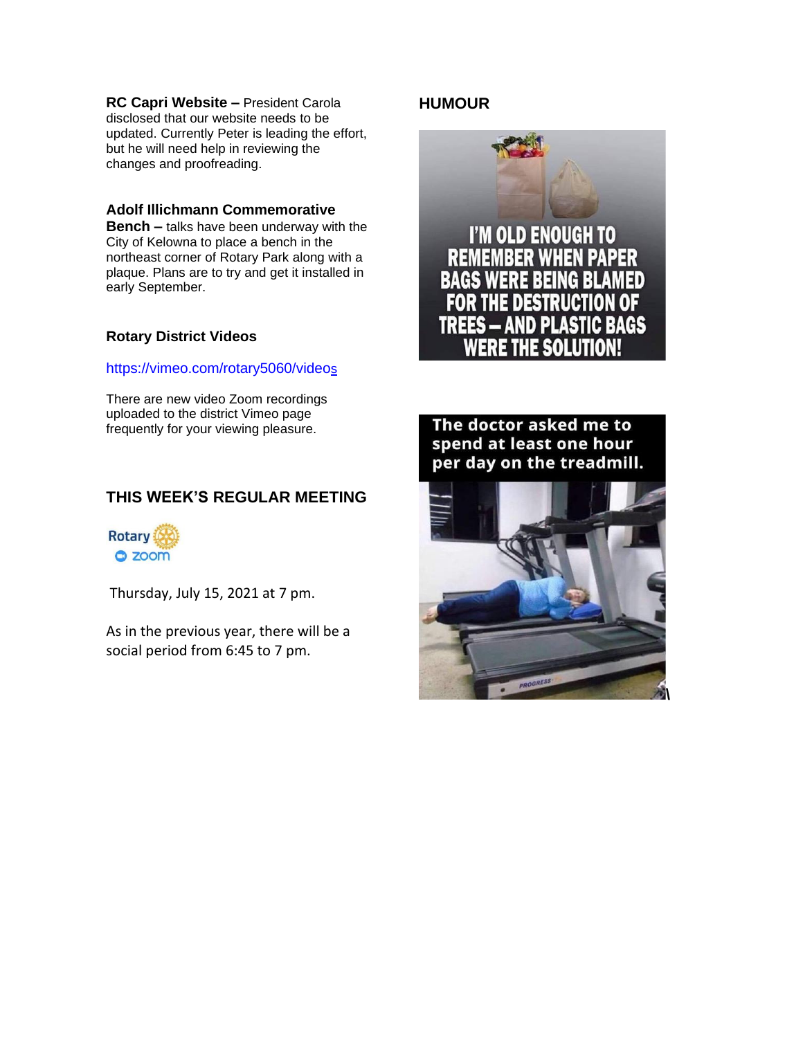**RC Capri Website –** President Carola disclosed that our website needs to be updated. Currently Peter is leading the effort, but he will need help in reviewing the changes and proofreading.

**Adolf Illichmann Commemorative Bench –** talks have been underway with the City of Kelowna to place a bench in the northeast corner of Rotary Park along with a plaque. Plans are to try and get it installed in early September.

### Rotary District Videos

https://vimeo.com/rotary5060/videos

There are new video Zoom recordings uploaded to the district Vimeo page frequently for your viewing pleasure.

## THIS WEEK'S REGULAR MEETING

Rotary zoom

Thursday, July 15, 2021 at 7 pm.

As in the previous year, there will be a social period from 6:45 to 7 pm.

## HUMOUR

I'M OLD ENOUGH TO REMEMBER WHEN PAPER BAGS WERE BEING BLAMED FOR THE DESTRUCTION OF TREES – AND PLASTIC BAGS WERE THE SOLUTION!

The doctor asked me to spend at least one hour per day on the treadmill.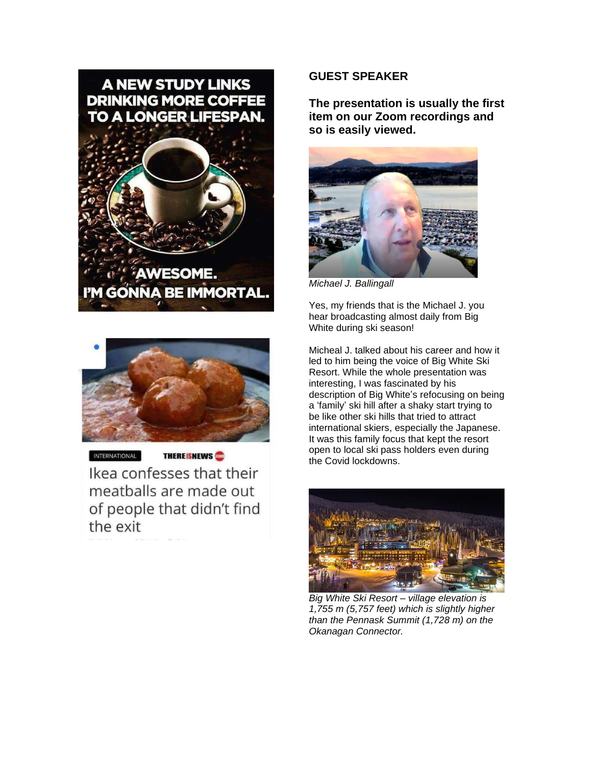A NEW STUDY LINKS DRINKING MORE COFFEE TO A LONGER LIFESPAN.

AWESOME. I'M GONNA BE IMMORTAL.

INTERNATIONAL THEREISNEWS.com

Ikea confesses that their meatballs are made out of people that didn't find the exit

## GUEST SPEAKER

**The presentation is usually the first item on our Zoom recordings and so is easily viewed.**

*Michael J. Ballingall*

Yes, my friends that is the Michael J. you hear broadcasting almost daily from Big White during ski season!

Micheal J. talked about his career and how it led to him being the voice of Big White Ski Resort. While the whole presentation was interesting, I was fascinated by his description of Big White's refocusing on being a 'family' ski hill after a shaky start trying to be like other ski hills that tried to attract international skiers, especially the Japanese. It was this family focus that kept the resort open to local ski pass holders even during the Covid lockdowns.

*Big White Ski Resort – village elevation is 1,755 m (5,757 feet) which is slightly higher than the Pennask Summit (1,728 m) on the Okanagan Connector.*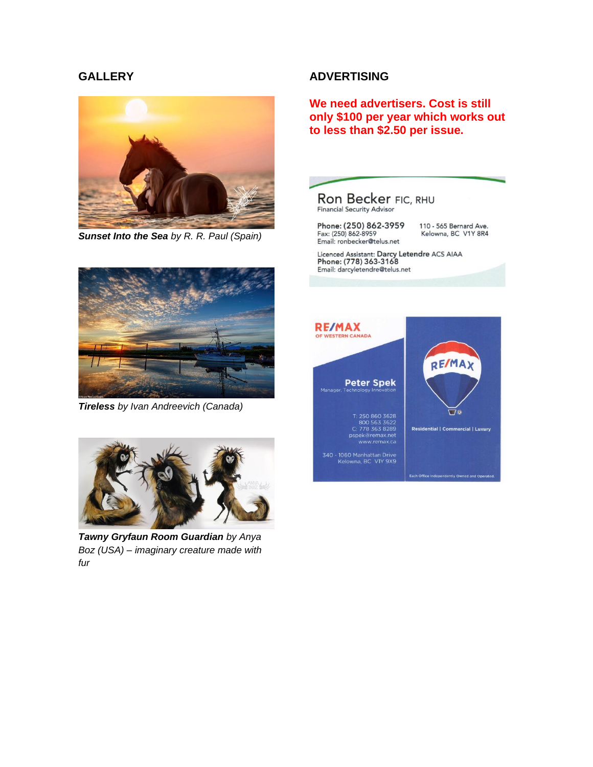## GALLERY

***Sunset Into the Sea*** *by R. R. Paul (Spain)*

***Tireless*** *by Ivan Andreevich (Canada)*

***Tawny Gryfaun Room Guardian*** *by Anya Boz (USA) – imaginary creature made with fur*

## ADVERTISING

**We need advertisers. Cost is still only $100 per year which works out to less than $2.50 per issue.**

Ron Becker FIC, RHU
Financial Security Advisor

Phone: (250) 862-3959
Fax: (250) 862-8959
Email: ronbecker@telus.net

110 - 565 Bernard Ave.
Kelowna, BC V1Y 8R4

Licenced Assistant: Darcy Letendre ACS AIAA
Phone: (778) 363-3168
Email: darcyletendre@telus.net

RE/MAX
OF WESTERN CANADA

Peter Spek
Manager, Technology Innovation

T: 250 860 3628
800 563 3622
C: 778 363 8289
pspek@remax.net
www.remax.ca

340 - 1060 Manhattan Drive
Kelowna, BC V1Y 9X9

RE/MAX

Residential | Commercial | Luxury

Each Office Independently Owned and Operated.